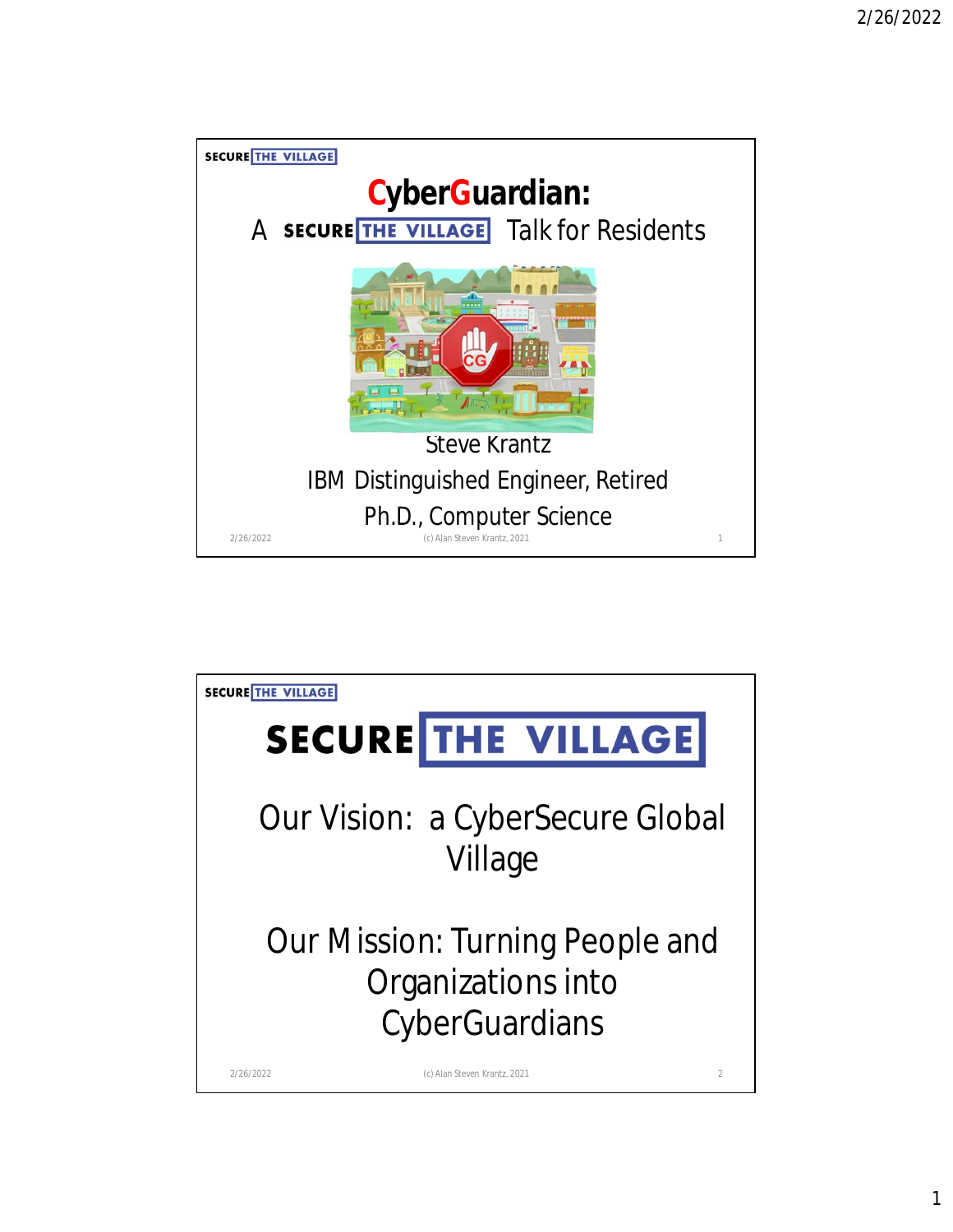SECURE THE VILLAGE

# CyberGuardian:

## A SECURE THE VILLAGE Talk for Residents

Steve Krantz

IBM Distinguished Engineer, Retired

Ph.D., Computer Science

2/26/2022 (c) Alan Steven Krantz, 2021 1

---

SECURE THE VILLAGE

# SECURE THE VILLAGE

Our Vision: a CyberSecure Global Village

Our Mission: Turning People and Organizations into CyberGuardians

2/26/2022 (c) Alan Steven Krantz, 2021 2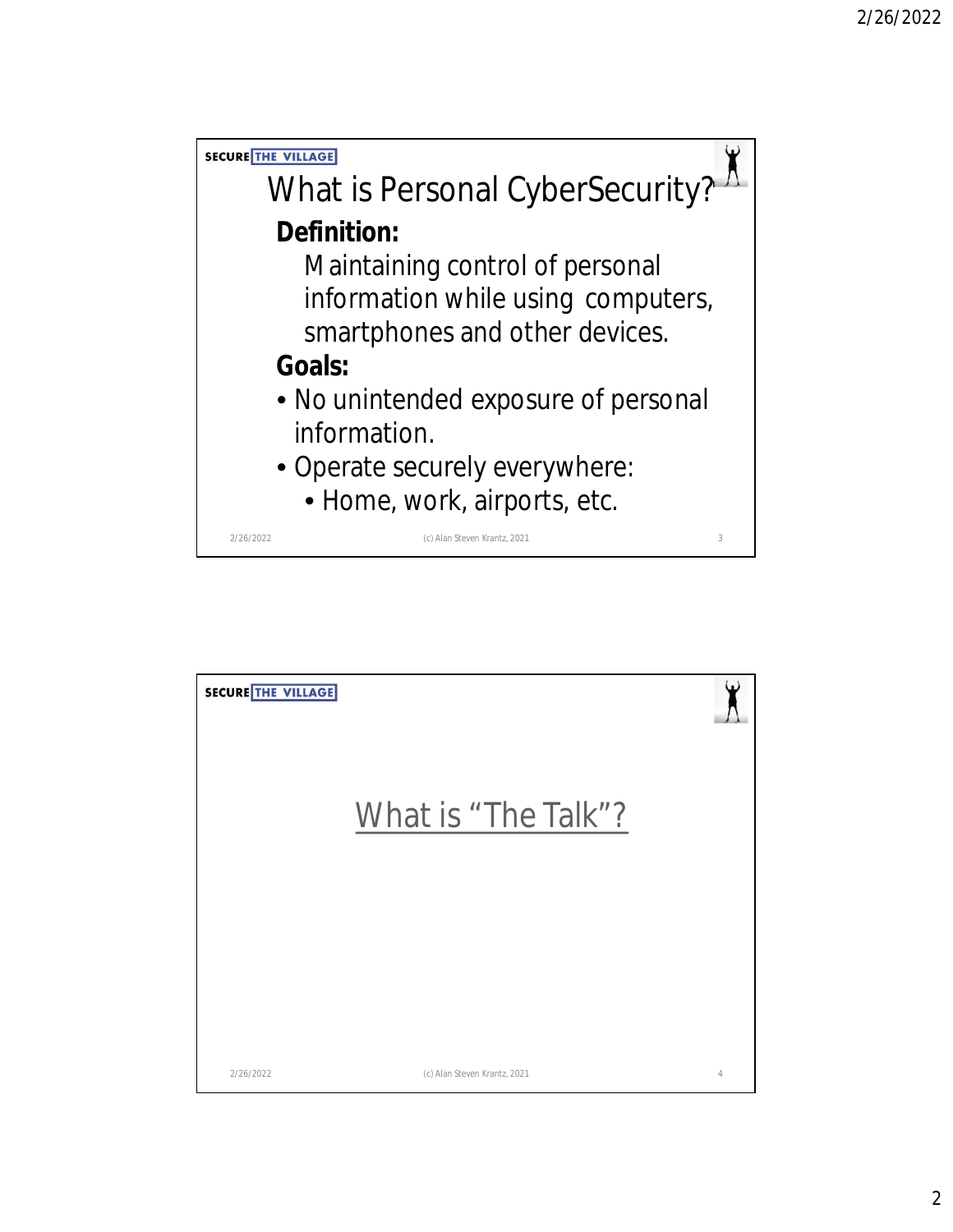## What is Personal CyberSecurity?

**Definition:**

Maintaining control of personal information while using computers, smartphones and other devices.

**Goals:**

- No unintended exposure of personal information.
- Operate securely everywhere:
  - Home, work, airports, etc.

## What is "The Talk"?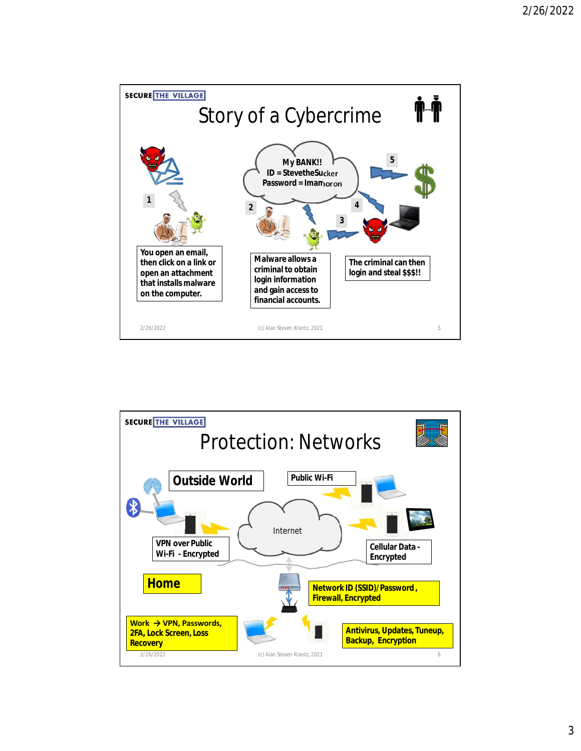## Story of a Cybercrime

My BANK!!
ID = StevetheSucker
Password = Imamoron

1. You open an email, then click on a link or open an attachment that installs malware on the computer.

2. Malware allows a criminal to obtain login information and gain access to financial accounts.

3. 

4. 

5. The criminal can then login and steal $$$!!

(c) Alan Steven Krantz, 2021

## Protection: Networks

**Outside World**

Public Wi-Fi

Internet

VPN over Public Wi-Fi - Encrypted

Cellular Data - Encrypted

**Home**

Network ID (SSID)/Password, Firewall, Encrypted

Work → VPN, Passwords, 2FA, Lock Screen, Loss Recovery

Antivirus, Updates, Tuneup, Backup, Encryption

(c) Alan Steven Krantz, 2021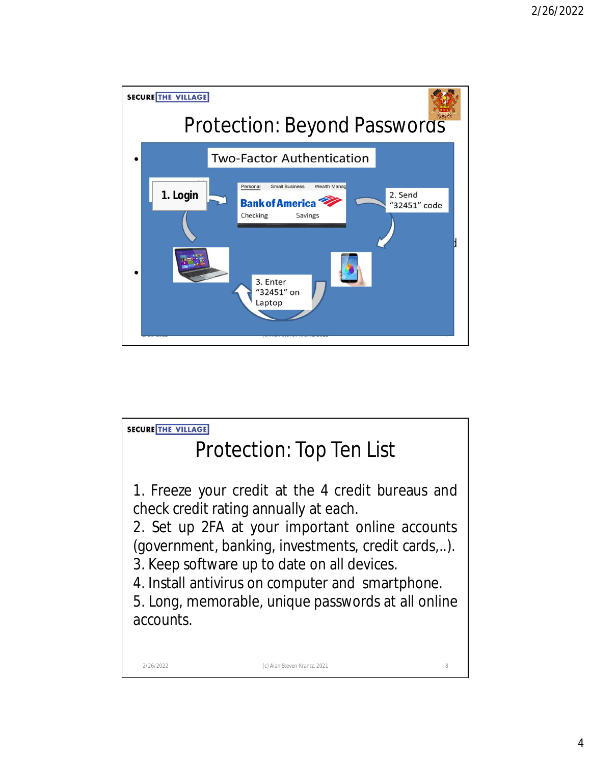SECURE THE VILLAGE

# Protection: Beyond Passwords

Two-Factor Authentication

1. Login

Personal Small Business Wealth Manag

Bank of America

Checking Savings

2. Send "32451" code

3. Enter "32451" on Laptop

SECURE THE VILLAGE

# Protection: Top Ten List

1. Freeze your credit at the 4 credit bureaus and check credit rating annually at each.
2. Set up 2FA at your important online accounts (government, banking, investments, credit cards,..).
3. Keep software up to date on all devices.
4. Install antivirus on computer and smartphone.
5. Long, memorable, unique passwords at all online accounts.

(c) Alan Steven Krantz, 2021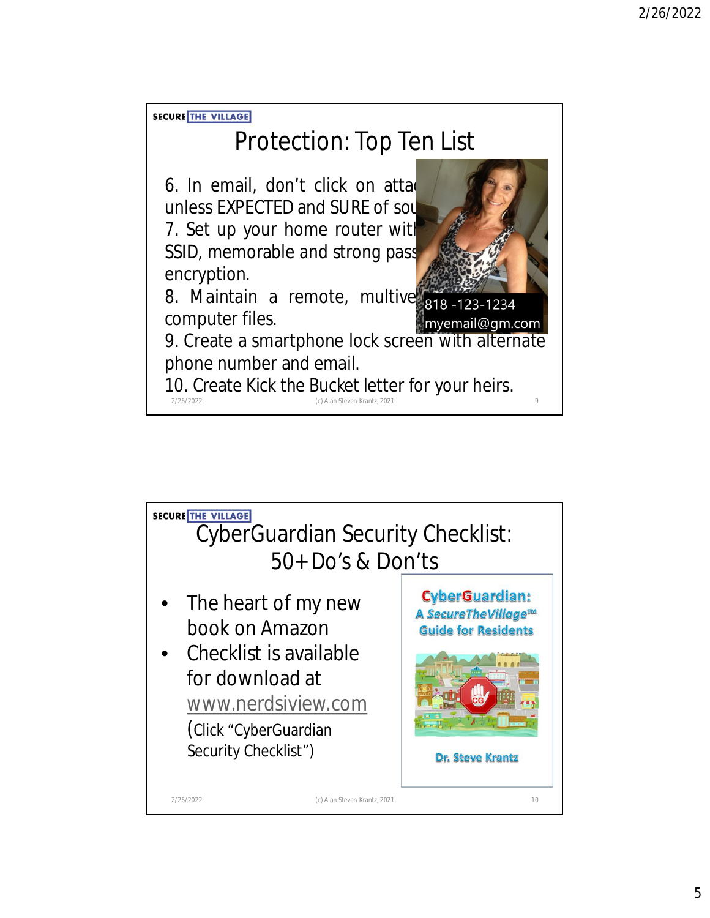SECURE THE VILLAGE

## Protection: Top Ten List

6. In email, don't click on attac unless EXPECTED and SURE of sou
7. Set up your home router with SSID, memorable and strong pass encryption.
8. Maintain a remote, multive computer files.
9. Create a smartphone lock screen with alternate phone number and email.
10. Create Kick the Bucket letter for your heirs.

818 -123-1234
myemail@gm.com

2/26/2022 (c) Alan Steven Krantz, 2021 9

SECURE THE VILLAGE

## CyberGuardian Security Checklist: 50+ Do's & Don'ts

- The heart of my new book on Amazon
- Checklist is available for download at www.nerdsiview.com (Click "CyberGuardian Security Checklist")

CyberGuardian: A SecureTheVillage™ Guide for Residents

Dr. Steve Krantz

2/26/2022 (c) Alan Steven Krantz, 2021 10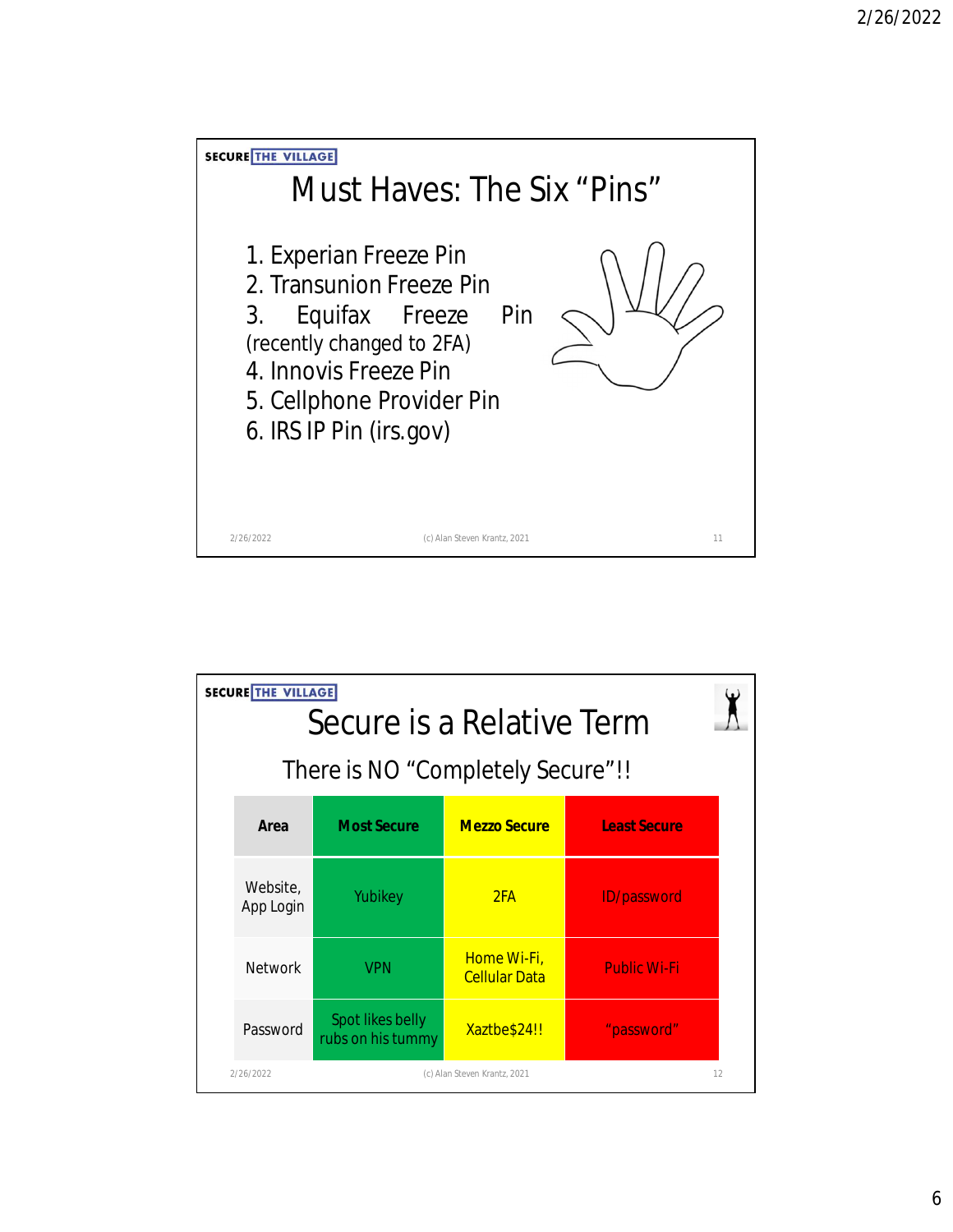SECURE THE VILLAGE

## Must Haves: The Six "Pins"

1. Experian Freeze Pin
2. Transunion Freeze Pin
3. Equifax Freeze Pin (recently changed to 2FA)
4. Innovis Freeze Pin
5. Cellphone Provider Pin
6. IRS IP Pin (irs.gov)

(c) Alan Steven Krantz, 2021

SECURE THE VILLAGE

## Secure is a Relative Term

There is NO "Completely Secure"!!

| Area | Most Secure | Mezzo Secure | Least Secure |
|---|---|---|---|
| Website, App Login | Yubikey | 2FA | ID/password |
| Network | VPN | Home Wi-Fi, Cellular Data | Public Wi-Fi |
| Password | Spot likes belly rubs on his tummy | Xaztbe$24!! | "password" |

(c) Alan Steven Krantz, 2021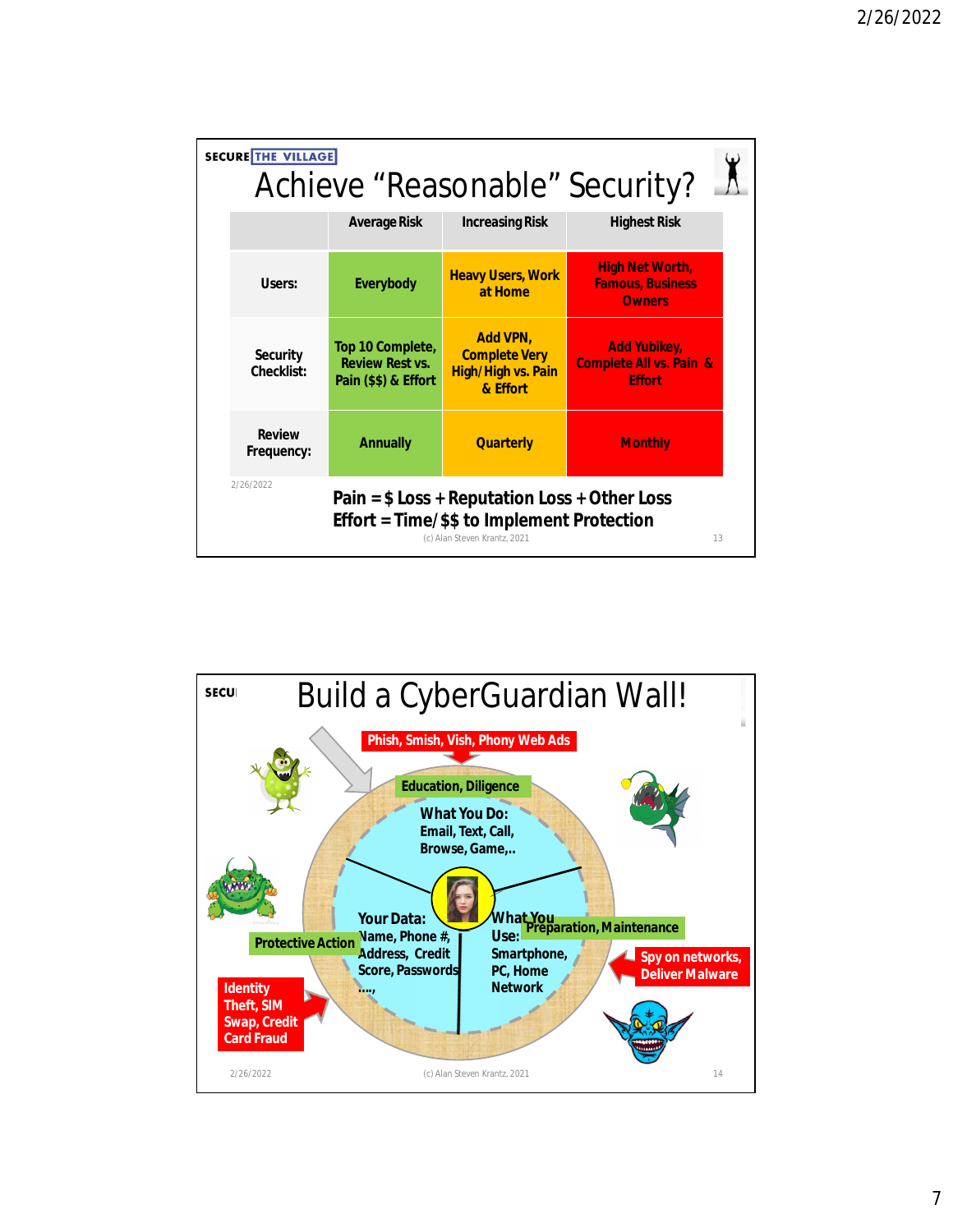## Achieve "Reasonable" Security?

| | Average Risk | Increasing Risk | Highest Risk |
|---|---|---|---|
| Users: | Everybody | Heavy Users, Work at Home | High Net Worth, Famous, Business Owners |
| Security Checklist: | Top 10 Complete, Review Rest vs. Pain ($$) & Effort | Add VPN, Complete Very High/High vs. Pain & Effort | Add Yubikey, Complete All vs. Pain & Effort |
| Review Frequency: | Annually | Quarterly | Monthly |

**Pain = $ Loss + Reputation Loss + Other Loss**
**Effort = Time/$$ to Implement Protection**

(c) Alan Steven Krantz, 2021

## Build a CyberGuardian Wall!

Phish, Smish, Vish, Phony Web Ads

Education, Diligence

What You Do: Email, Text, Call, Browse, Game,..

Your Data: Name, Phone #, Address, Credit Score, Passwords ....,

What You Use: Smartphone, PC, Home Network

Preparation, Maintenance

Protective Action

Identity Theft, SIM Swap, Credit Card Fraud

Spy on networks, Deliver Malware

(c) Alan Steven Krantz, 2021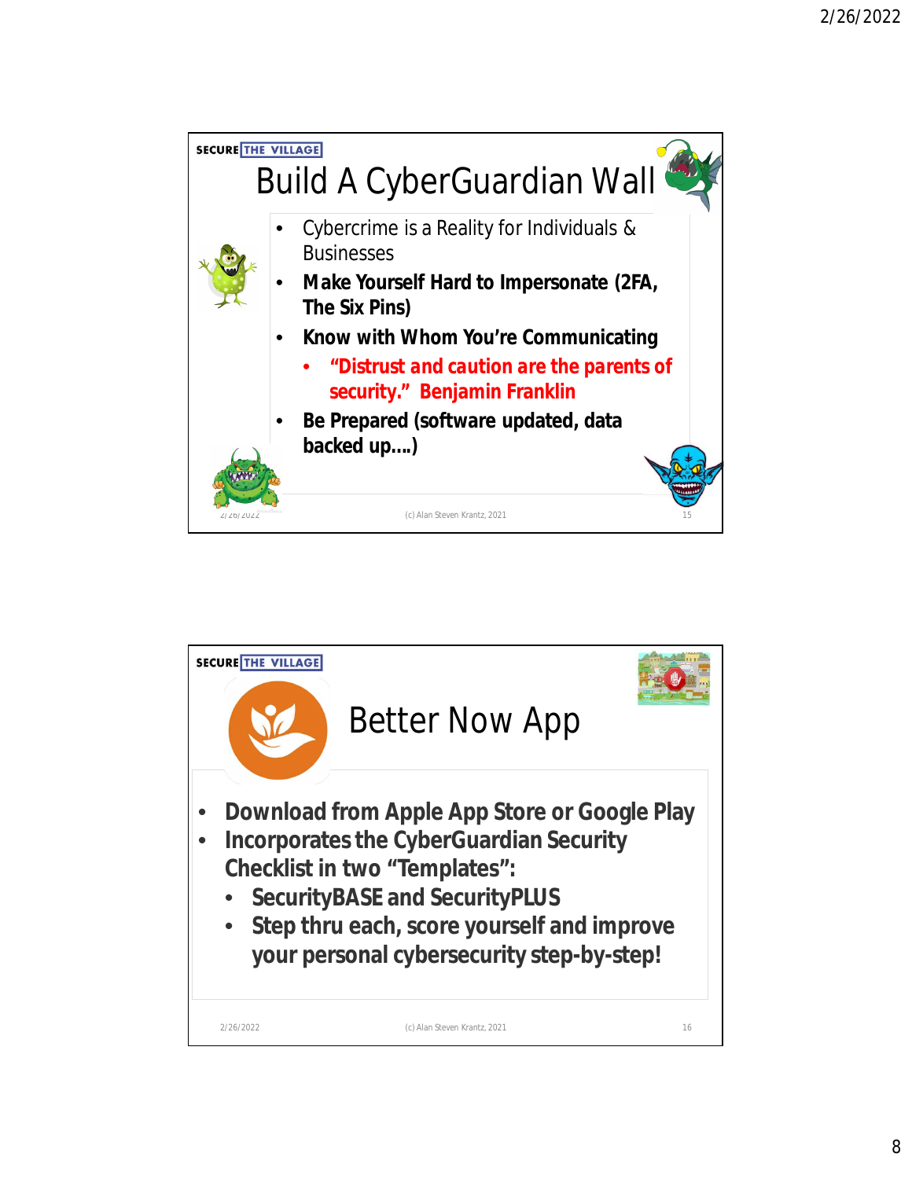## Build A CyberGuardian Wall

- Cybercrime is a Reality for Individuals & Businesses
- **Make Yourself Hard to Impersonate (2FA, The Six Pins)**
- **Know with Whom You're Communicating**
  - **"Distrust and caution are the parents of security." Benjamin Franklin**
- **Be Prepared (software updated, data backed up….)**

## Better Now App

- **Download from Apple App Store or Google Play**
- **Incorporates the CyberGuardian Security Checklist in two "Templates":**
  - **SecurityBASE and SecurityPLUS**
  - **Step thru each, score yourself and improve your personal cybersecurity step-by-step!**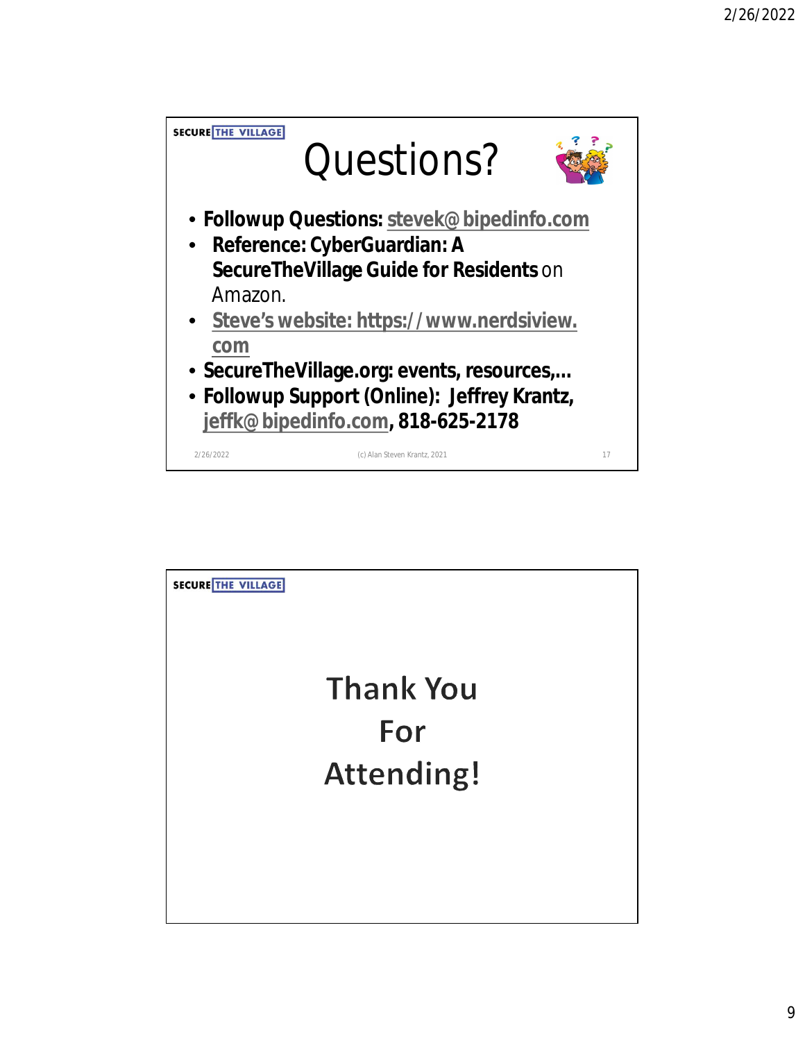SECURE THE VILLAGE

# Questions?

- **Followup Questions: stevek@bipedinfo.com**
- **Reference: CyberGuardian: A SecureTheVillage Guide for Residents** on Amazon.
- **Steve's website: https://www.nerdsiview.com**
- **SecureTheVillage.org: events, resources,...**
- **Followup Support (Online): Jeffrey Krantz, jeffk@bipedinfo.com, 818-625-2178**

2/26/2022 (c) Alan Steven Krantz, 2021 17

SECURE THE VILLAGE

# Thank You For Attending!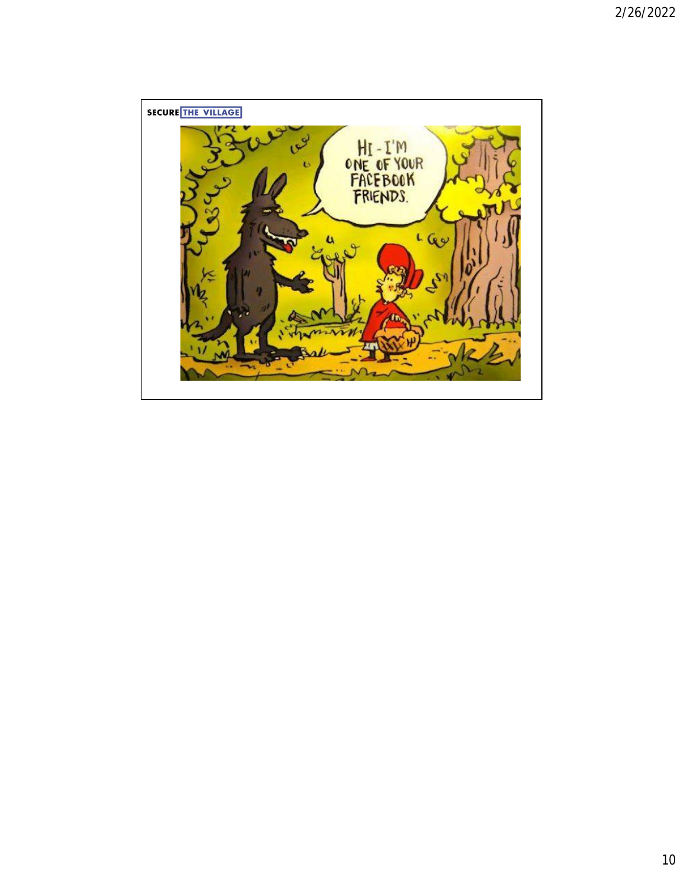SECURE THE VILLAGE

HI - I'M ONE OF YOUR FACEBOOK FRIENDS.